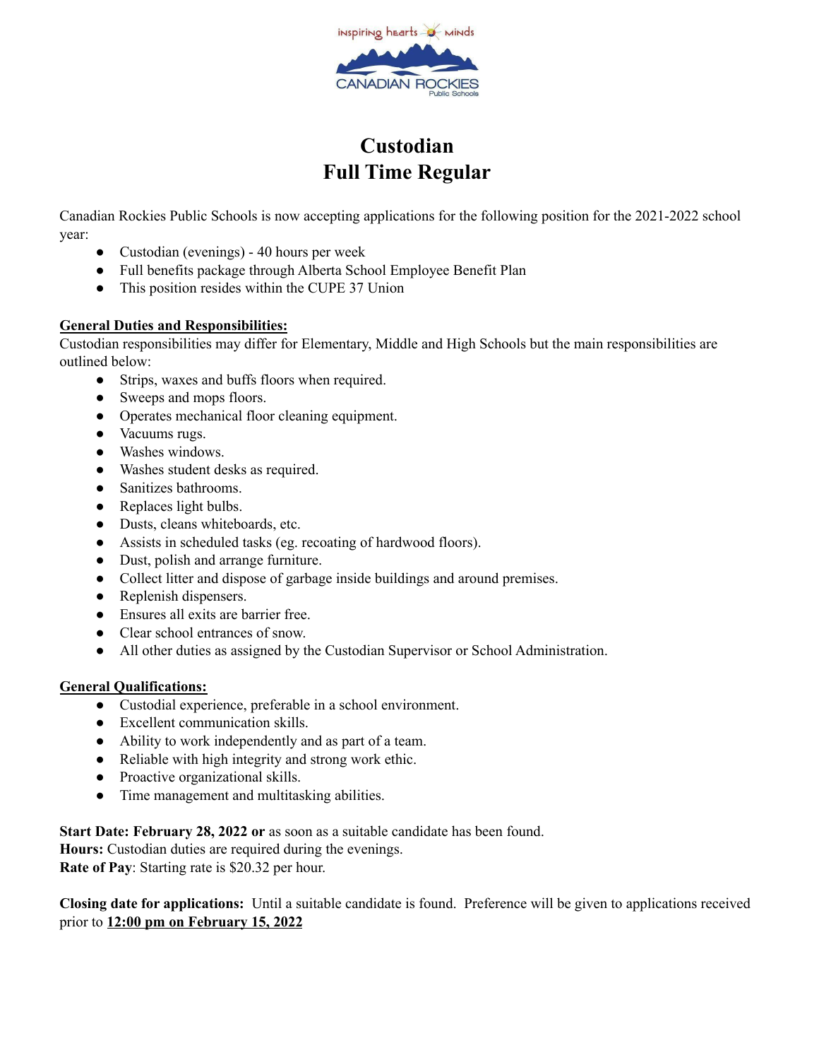# Custodian
# Full Time Regular

Canadian Rockies Public Schools is now accepting applications for the following position for the 2021-2022 school year:

- Custodian (evenings) - 40 hours per week
- Full benefits package through Alberta School Employee Benefit Plan
- This position resides within the CUPE 37 Union

**General Duties and Responsibilities:**

Custodian responsibilities may differ for Elementary, Middle and High Schools but the main responsibilities are outlined below:

- Strips, waxes and buffs floors when required.
- Sweeps and mops floors.
- Operates mechanical floor cleaning equipment.
- Vacuums rugs.
- Washes windows.
- Washes student desks as required.
- Sanitizes bathrooms.
- Replaces light bulbs.
- Dusts, cleans whiteboards, etc.
- Assists in scheduled tasks (eg. recoating of hardwood floors).
- Dust, polish and arrange furniture.
- Collect litter and dispose of garbage inside buildings and around premises.
- Replenish dispensers.
- Ensures all exits are barrier free.
- Clear school entrances of snow.
- All other duties as assigned by the Custodian Supervisor or School Administration.

**General Qualifications:**

- Custodial experience, preferable in a school environment.
- Excellent communication skills.
- Ability to work independently and as part of a team.
- Reliable with high integrity and strong work ethic.
- Proactive organizational skills.
- Time management and multitasking abilities.

**Start Date: February 28, 2022 or** as soon as a suitable candidate has been found.
**Hours:** Custodian duties are required during the evenings.
**Rate of Pay**: Starting rate is $20.32 per hour.

**Closing date for applications:** Until a suitable candidate is found. Preference will be given to applications received prior to **12:00 pm on February 15, 2022**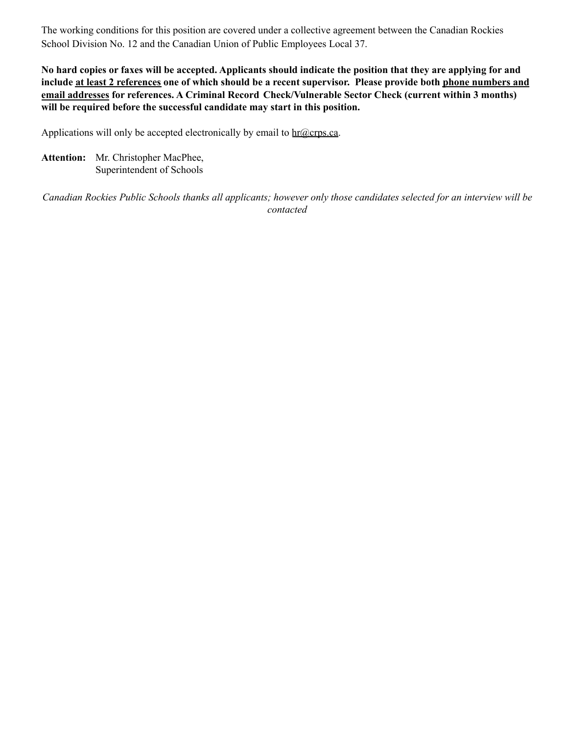The working conditions for this position are covered under a collective agreement between the Canadian Rockies School Division No. 12 and the Canadian Union of Public Employees Local 37.

**No hard copies or faxes will be accepted. Applicants should indicate the position that they are applying for and include <u>at least 2 references</u> one of which should be a recent supervisor. Please provide both <u>phone numbers and email addresses</u> for references. A Criminal Record Check/Vulnerable Sector Check (current within 3 months) will be required before the successful candidate may start in this position.**

Applications will only be accepted electronically by email to hr@crps.ca.

**Attention:** Mr. Christopher MacPhee,
Superintendent of Schools

*Canadian Rockies Public Schools thanks all applicants; however only those candidates selected for an interview will be contacted*